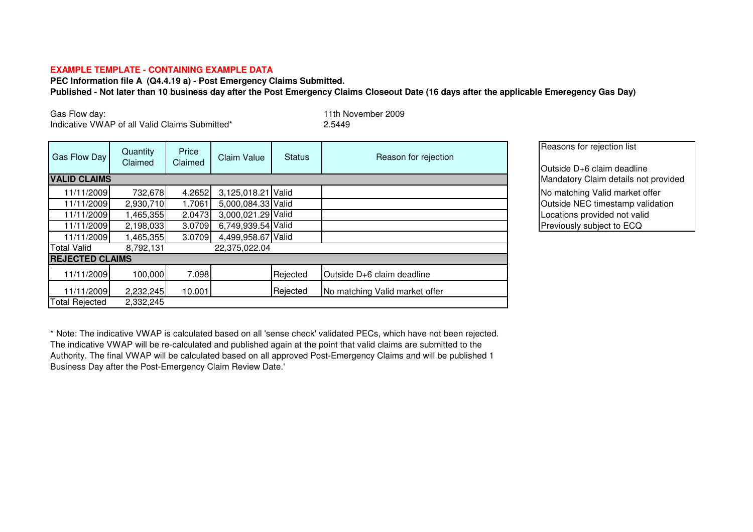**EXAMPLE TEMPLATE - CONTAINING EXAMPLE DATA**

**PEC Information file A (Q4.4.19 a) - Post Emergency Claims Submitted.**

**Published - Not later than 10 business day after the Post Emergency Claims Closeout Date (16 days after the applicable Emeregency Gas Day)**

Gas Flow day: 11th November 2009
Indicative VWAP of all Valid Claims Submitted* 2.5449

| Gas Flow Day | Quantity Claimed | Price Claimed | Claim Value | Status | Reason for rejection |
|---|---|---|---|---|---|
| **VALID CLAIMS** | | | | | |
| 11/11/2009 | 732,678 | 4.2652 | 3,125,018.21 | Valid | |
| 11/11/2009 | 2,930,710 | 1.7061 | 5,000,084.33 | Valid | |
| 11/11/2009 | 1,465,355 | 2.0473 | 3,000,021.29 | Valid | |
| 11/11/2009 | 2,198,033 | 3.0709 | 6,749,939.54 | Valid | |
| 11/11/2009 | 1,465,355 | 3.0709 | 4,499,958.67 | Valid | |
| Total Valid | 8,792,131 | | 22,375,022.04 | | |
| **REJECTED CLAIMS** | | | | | |
| 11/11/2009 | 100,000 | 7.098 | | Rejected | Outside D+6 claim deadline |
| 11/11/2009 | 2,232,245 | 10.001 | | Rejected | No matching Valid market offer |
| Total Rejected | 2,332,245 | | | | |

| Reasons for rejection list |
|---|
| Outside D+6 claim deadline |
| Mandatory Claim details not provided |
| No matching Valid market offer |
| Outside NEC timestamp validation |
| Locations provided not valid |
| Previously subject to ECQ |

* Note: The indicative VWAP is calculated based on all 'sense check' validated PECs, which have not been rejected. The indicative VWAP will be re-calculated and published again at the point that valid claims are submitted to the Authority. The final VWAP will be calculated based on all approved Post-Emergency Claims and will be published 1 Business Day after the Post-Emergency Claim Review Date.'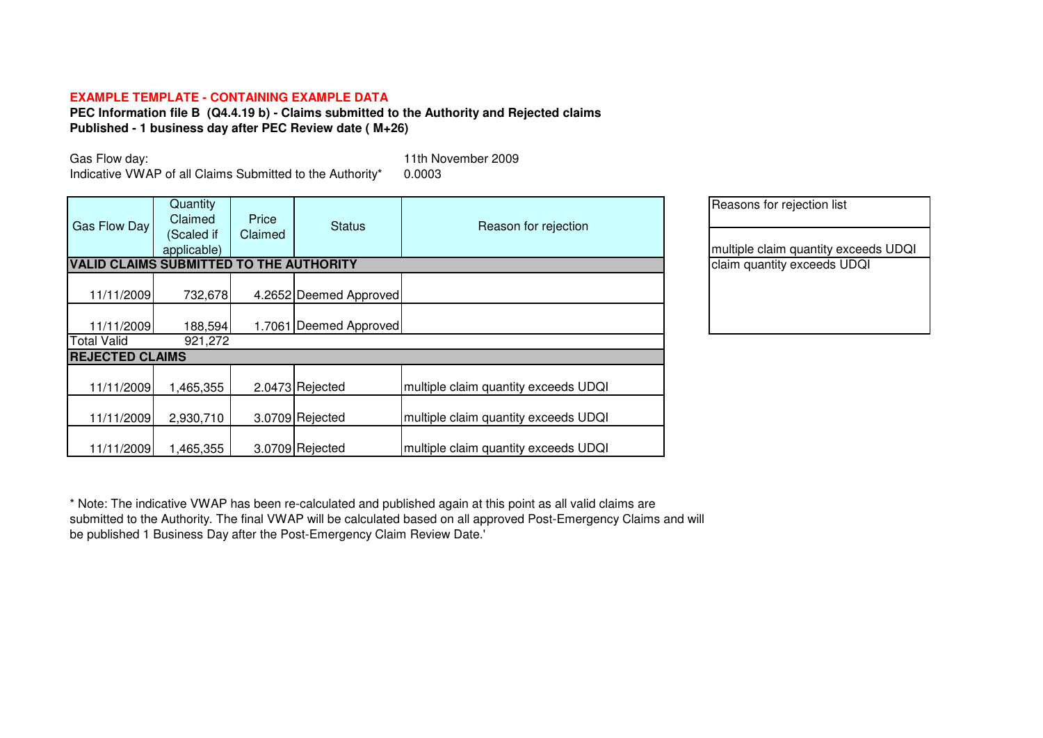**EXAMPLE TEMPLATE - CONTAINING EXAMPLE DATA**

**PEC Information file B (Q4.4.19 b) - Claims submitted to the Authority and Rejected claims**
**Published - 1 business day after PEC Review date ( M+26)**

Gas Flow day: 11th November 2009
Indicative VWAP of all Claims Submitted to the Authority* 0.0003

| Gas Flow Day | Quantity Claimed (Scaled if applicable) | Price Claimed | Status | Reason for rejection |
|---|---|---|---|---|
| **VALID CLAIMS SUBMITTED TO THE AUTHORITY** | | | | |
| 11/11/2009 | 732,678 | 4.2652 | Deemed Approved | |
| 11/11/2009 | 188,594 | 1.7061 | Deemed Approved | |
| Total Valid | 921,272 | | | |
| **REJECTED CLAIMS** | | | | |
| 11/11/2009 | 1,465,355 | 2.0473 | Rejected | multiple claim quantity exceeds UDQI |
| 11/11/2009 | 2,930,710 | 3.0709 | Rejected | multiple claim quantity exceeds UDQI |
| 11/11/2009 | 1,465,355 | 3.0709 | Rejected | multiple claim quantity exceeds UDQI |

| Reasons for rejection list |
|---|
| multiple claim quantity exceeds UDQI |
| claim quantity exceeds UDQI |

* Note: The indicative VWAP has been re-calculated and published again at this point as all valid claims are submitted to the Authority. The final VWAP will be calculated based on all approved Post-Emergency Claims and will be published 1 Business Day after the Post-Emergency Claim Review Date.'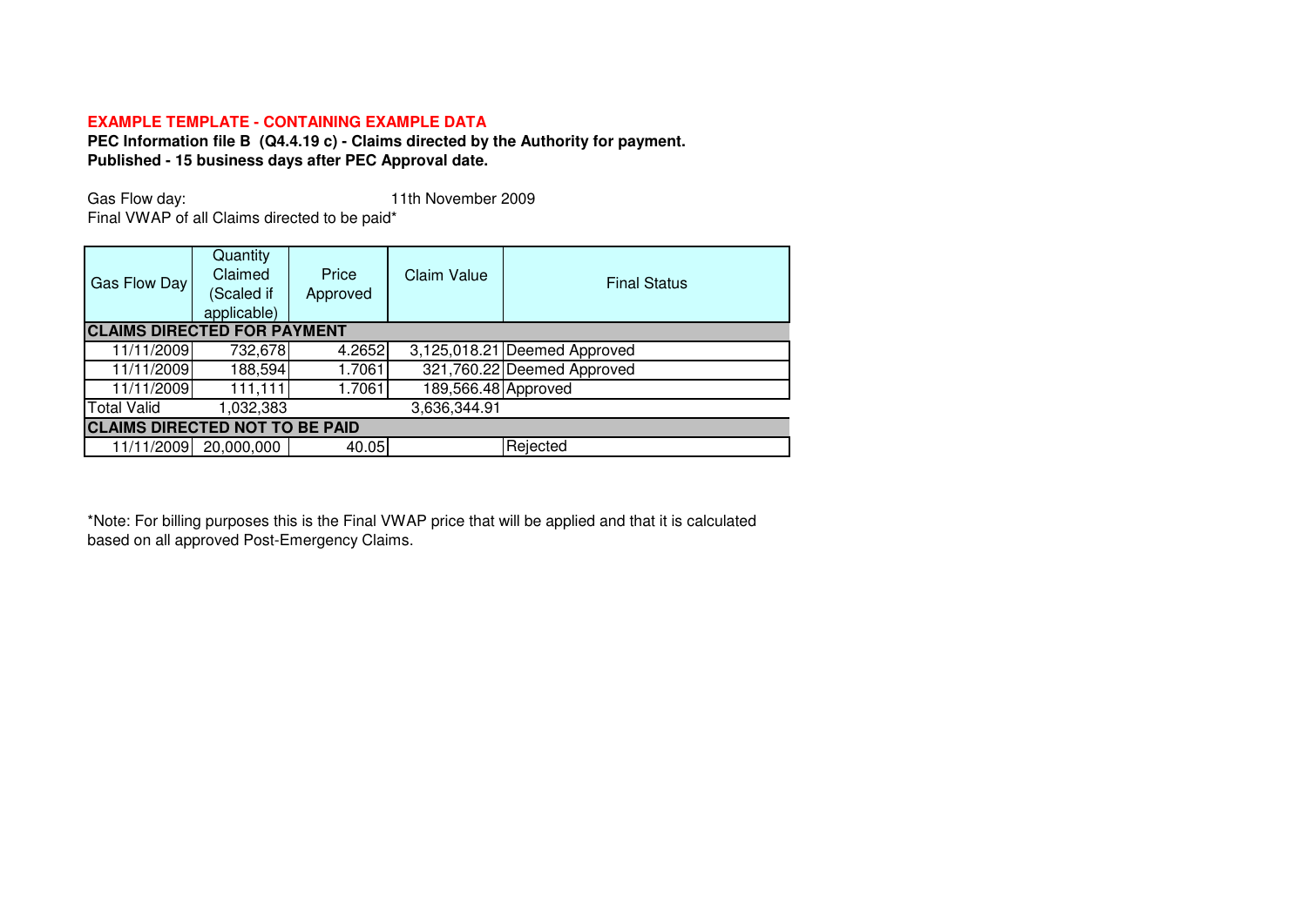**EXAMPLE TEMPLATE - CONTAINING EXAMPLE DATA**

**PEC Information file B (Q4.4.19 c) - Claims directed by the Authority for payment.**
**Published - 15 business days after PEC Approval date.**

Gas Flow day: 11th November 2009

Final VWAP of all Claims directed to be paid*

| Gas Flow Day | Quantity Claimed (Scaled if applicable) | Price Approved | Claim Value | Final Status |
|---|---|---|---|---|
| **CLAIMS DIRECTED FOR PAYMENT** | | | | |
| 11/11/2009 | 732,678 | 4.2652 | 3,125,018.21 | Deemed Approved |
| 11/11/2009 | 188,594 | 1.7061 | 321,760.22 | Deemed Approved |
| 11/11/2009 | 111,111 | 1.7061 | 189,566.48 | Approved |
| Total Valid | 1,032,383 | | 3,636,344.91 | |
| **CLAIMS DIRECTED NOT TO BE PAID** | | | | |
| 11/11/2009 | 20,000,000 | 40.05 | | Rejected |

*Note: For billing purposes this is the Final VWAP price that will be applied and that it is calculated based on all approved Post-Emergency Claims.